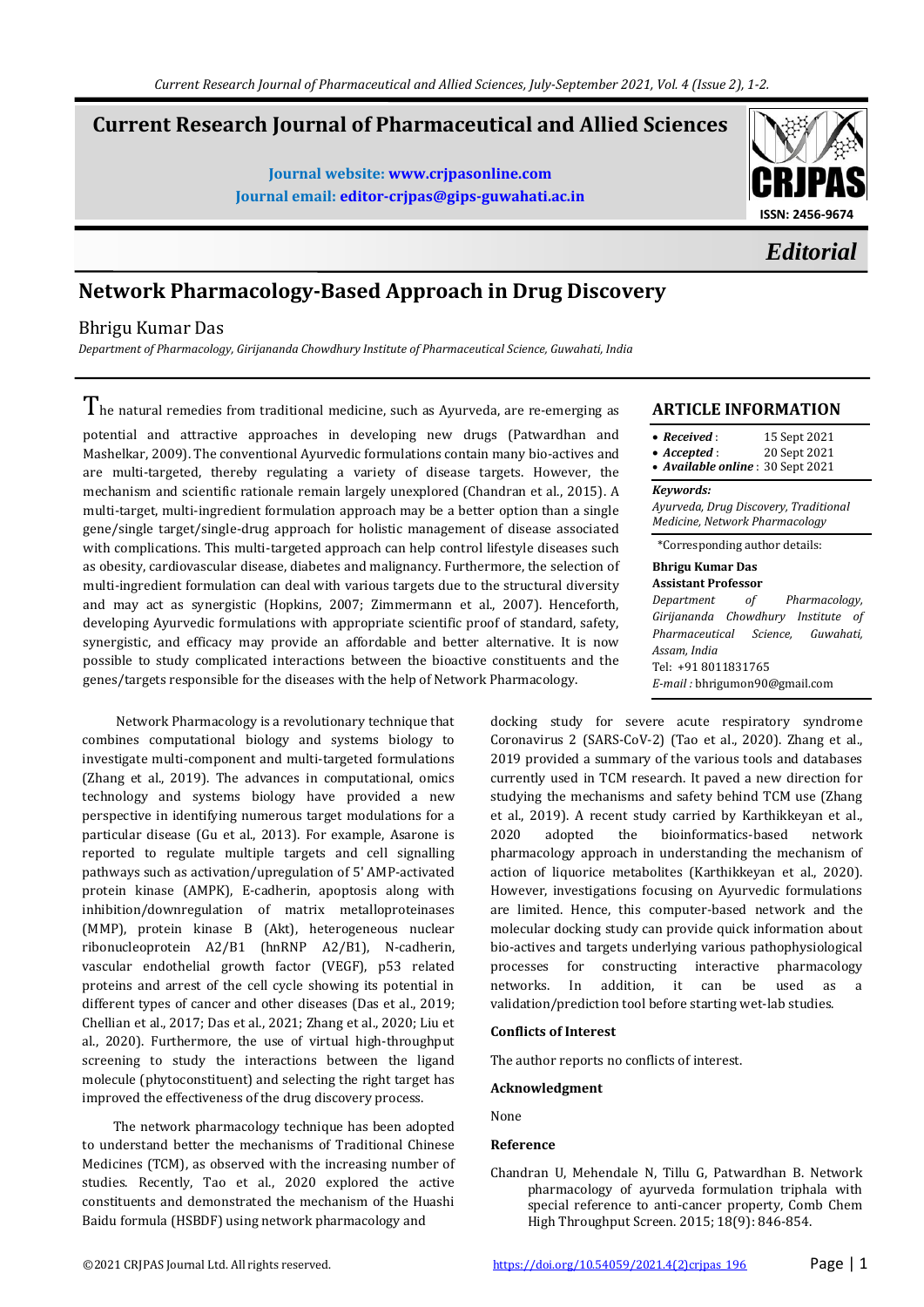# Current Research Journal of Pharmaceutical and Allied Sciences

**Journal website: www.crjpasonline.com**
**Journal email: editor-crjpas@gips-guwahati.ac.in**

ISSN: 2456-9674

*Editorial*

# Network Pharmacology-Based Approach in Drug Discovery

Bhrigu Kumar Das

*Department of Pharmacology, Girijananda Chowdhury Institute of Pharmaceutical Science, Guwahati, India*

## ARTICLE INFORMATION

- ***Received*** : 15 Sept 2021
- ***Accepted*** : 20 Sept 2021
- ***Available online*** : 30 Sept 2021

***Keywords:***
*Ayurveda, Drug Discovery, Traditional Medicine, Network Pharmacology*

*Corresponding author details:

**Bhrigu Kumar Das**
**Assistant Professor**
*Department of Pharmacology, Girijananda Chowdhury Institute of Pharmaceutical Science, Guwahati, Assam, India*
Tel: +91 8011831765
*E-mail :* bhrigumon90@gmail.com

The natural remedies from traditional medicine, such as Ayurveda, are re-emerging as potential and attractive approaches in developing new drugs (Patwardhan and Mashelkar, 2009). The conventional Ayurvedic formulations contain many bio-actives and are multi-targeted, thereby regulating a variety of disease targets. However, the mechanism and scientific rationale remain largely unexplored (Chandran et al., 2015). A multi-target, multi-ingredient formulation approach may be a better option than a single gene/single target/single-drug approach for holistic management of disease associated with complications. This multi-targeted approach can help control lifestyle diseases such as obesity, cardiovascular disease, diabetes and malignancy. Furthermore, the selection of multi-ingredient formulation can deal with various targets due to the structural diversity and may act as synergistic (Hopkins, 2007; Zimmermann et al., 2007). Henceforth, developing Ayurvedic formulations with appropriate scientific proof of standard, safety, synergistic, and efficacy may provide an affordable and better alternative. It is now possible to study complicated interactions between the bioactive constituents and the genes/targets responsible for the diseases with the help of Network Pharmacology.

Network Pharmacology is a revolutionary technique that combines computational biology and systems biology to investigate multi-component and multi-targeted formulations (Zhang et al., 2019). The advances in computational, omics technology and systems biology have provided a new perspective in identifying numerous target modulations for a particular disease (Gu et al., 2013). For example, Asarone is reported to regulate multiple targets and cell signalling pathways such as activation/upregulation of 5' AMP-activated protein kinase (AMPK), E-cadherin, apoptosis along with inhibition/downregulation of matrix metalloproteinases (MMP), protein kinase B (Akt), heterogeneous nuclear ribonucleoprotein A2/B1 (hnRNP A2/B1), N-cadherin, vascular endothelial growth factor (VEGF), p53 related proteins and arrest of the cell cycle showing its potential in different types of cancer and other diseases (Das et al., 2019; Chellian et al., 2017; Das et al., 2021; Zhang et al., 2020; Liu et al., 2020). Furthermore, the use of virtual high-throughput screening to study the interactions between the ligand molecule (phytoconstituent) and selecting the right target has improved the effectiveness of the drug discovery process.

The network pharmacology technique has been adopted to understand better the mechanisms of Traditional Chinese Medicines (TCM), as observed with the increasing number of studies. Recently, Tao et al., 2020 explored the active constituents and demonstrated the mechanism of the Huashi Baidu formula (HSBDF) using network pharmacology and docking study for severe acute respiratory syndrome Coronavirus 2 (SARS-CoV-2) (Tao et al., 2020). Zhang et al., 2019 provided a summary of the various tools and databases currently used in TCM research. It paved a new direction for studying the mechanisms and safety behind TCM use (Zhang et al., 2019). A recent study carried by Karthikkeyan et al., 2020 adopted the bioinformatics-based network pharmacology approach in understanding the mechanism of action of liquorice metabolites (Karthikkeyan et al., 2020). However, investigations focusing on Ayurvedic formulations are limited. Hence, this computer-based network and the molecular docking study can provide quick information about bio-actives and targets underlying various pathophysiological processes for constructing interactive pharmacology networks. In addition, it can be used as a validation/prediction tool before starting wet-lab studies.

### Conflicts of Interest

The author reports no conflicts of interest.

### Acknowledgment

None

### Reference

Chandran U, Mehendale N, Tillu G, Patwardhan B. Network pharmacology of ayurveda formulation triphala with special reference to anti-cancer property, Comb Chem High Throughput Screen. 2015; 18(9): 846-854.

©2021 CRJPAS Journal Ltd. All rights reserved. https://doi.org/10.54059/2021.4(2)crjpas_196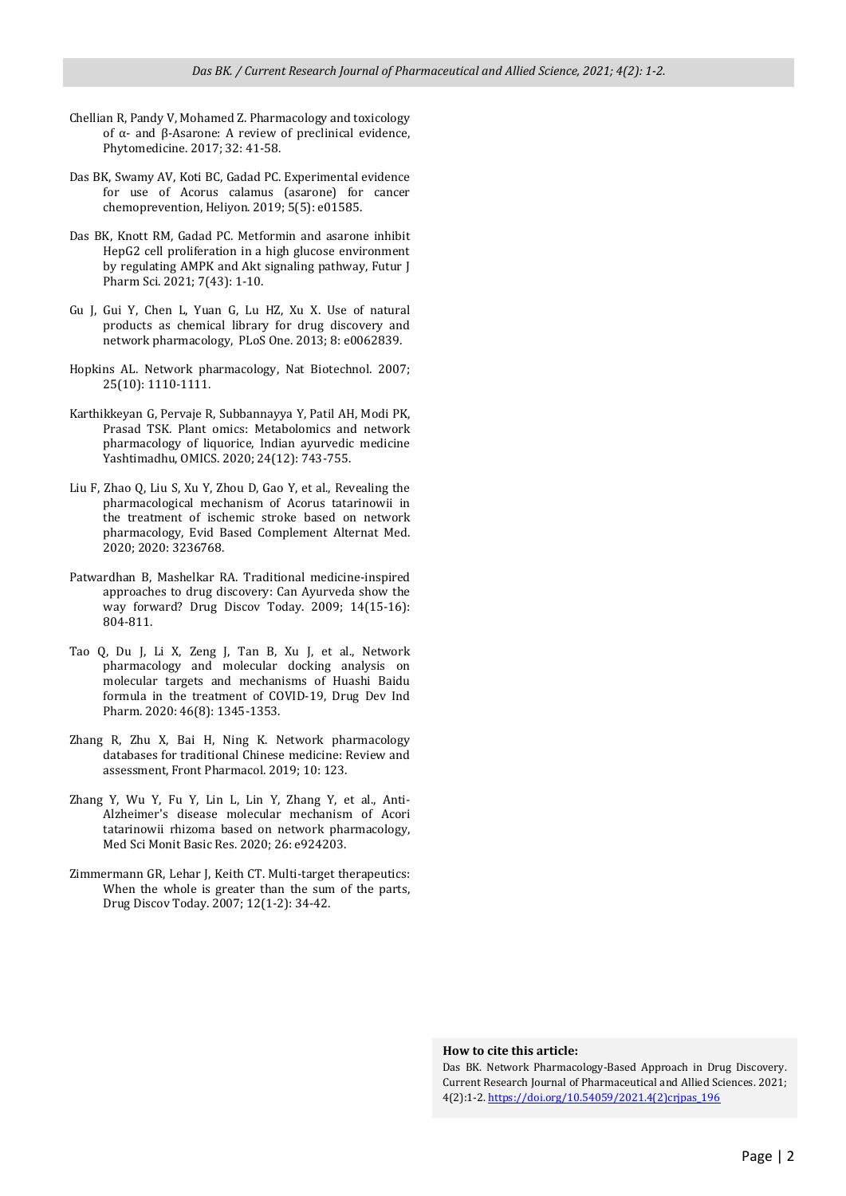Chellian R, Pandy V, Mohamed Z. Pharmacology and toxicology of α- and β-Asarone: A review of preclinical evidence, Phytomedicine. 2017; 32: 41-58.

Das BK, Swamy AV, Koti BC, Gadad PC. Experimental evidence for use of Acorus calamus (asarone) for cancer chemoprevention, Heliyon. 2019; 5(5): e01585.

Das BK, Knott RM, Gadad PC. Metformin and asarone inhibit HepG2 cell proliferation in a high glucose environment by regulating AMPK and Akt signaling pathway, Futur J Pharm Sci. 2021; 7(43): 1-10.

Gu J, Gui Y, Chen L, Yuan G, Lu HZ, Xu X. Use of natural products as chemical library for drug discovery and network pharmacology, PLoS One. 2013; 8: e0062839.

Hopkins AL. Network pharmacology, Nat Biotechnol. 2007; 25(10): 1110-1111.

Karthikkeyan G, Pervaje R, Subbannayya Y, Patil AH, Modi PK, Prasad TSK. Plant omics: Metabolomics and network pharmacology of liquorice, Indian ayurvedic medicine Yashtimadhu, OMICS. 2020; 24(12): 743-755.

Liu F, Zhao Q, Liu S, Xu Y, Zhou D, Gao Y, et al., Revealing the pharmacological mechanism of Acorus tatarinowii in the treatment of ischemic stroke based on network pharmacology, Evid Based Complement Alternat Med. 2020; 2020: 3236768.

Patwardhan B, Mashelkar RA. Traditional medicine-inspired approaches to drug discovery: Can Ayurveda show the way forward? Drug Discov Today. 2009; 14(15-16): 804-811.

Tao Q, Du J, Li X, Zeng J, Tan B, Xu J, et al., Network pharmacology and molecular docking analysis on molecular targets and mechanisms of Huashi Baidu formula in the treatment of COVID-19, Drug Dev Ind Pharm. 2020: 46(8): 1345-1353.

Zhang R, Zhu X, Bai H, Ning K. Network pharmacology databases for traditional Chinese medicine: Review and assessment, Front Pharmacol. 2019; 10: 123.

Zhang Y, Wu Y, Fu Y, Lin L, Lin Y, Zhang Y, et al., Anti-Alzheimer's disease molecular mechanism of Acori tatarinowii rhizoma based on network pharmacology, Med Sci Monit Basic Res. 2020; 26: e924203.

Zimmermann GR, Lehar J, Keith CT. Multi-target therapeutics: When the whole is greater than the sum of the parts, Drug Discov Today. 2007; 12(1-2): 34-42.

**How to cite this article:**

Das BK. Network Pharmacology-Based Approach in Drug Discovery. Current Research Journal of Pharmaceutical and Allied Sciences. 2021; 4(2):1-2. https://doi.org/10.54059/2021.4(2)crjpas_196